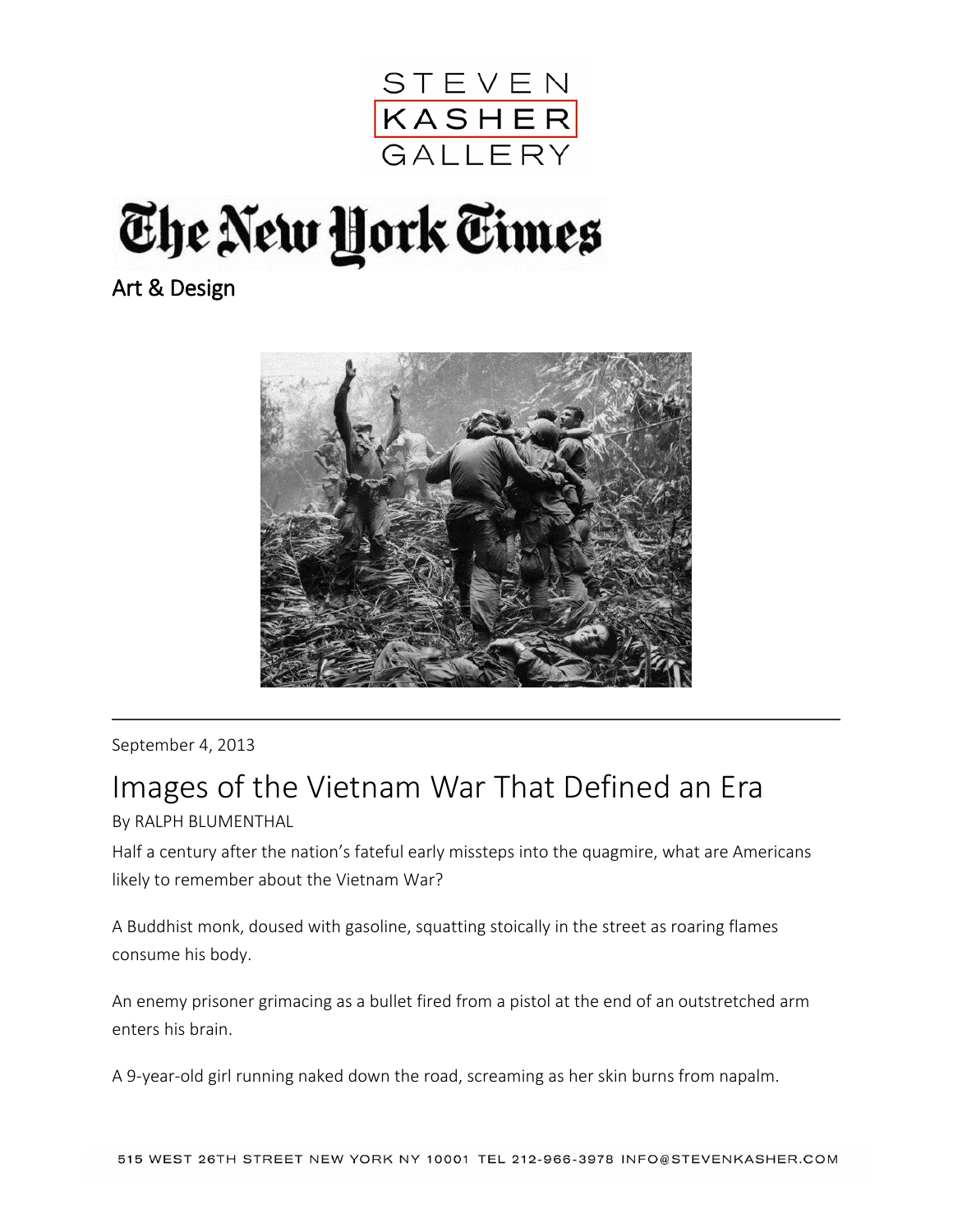STEVEN KASHER GALLERY

The New York Times

Art & Design

September 4, 2013

# Images of the Vietnam War That Defined an Era

By RALPH BLUMENTHAL

Half a century after the nation's fateful early missteps into the quagmire, what are Americans likely to remember about the Vietnam War?

A Buddhist monk, doused with gasoline, squatting stoically in the street as roaring flames consume his body.

An enemy prisoner grimacing as a bullet fired from a pistol at the end of an outstretched arm enters his brain.

A 9-year-old girl running naked down the road, screaming as her skin burns from napalm.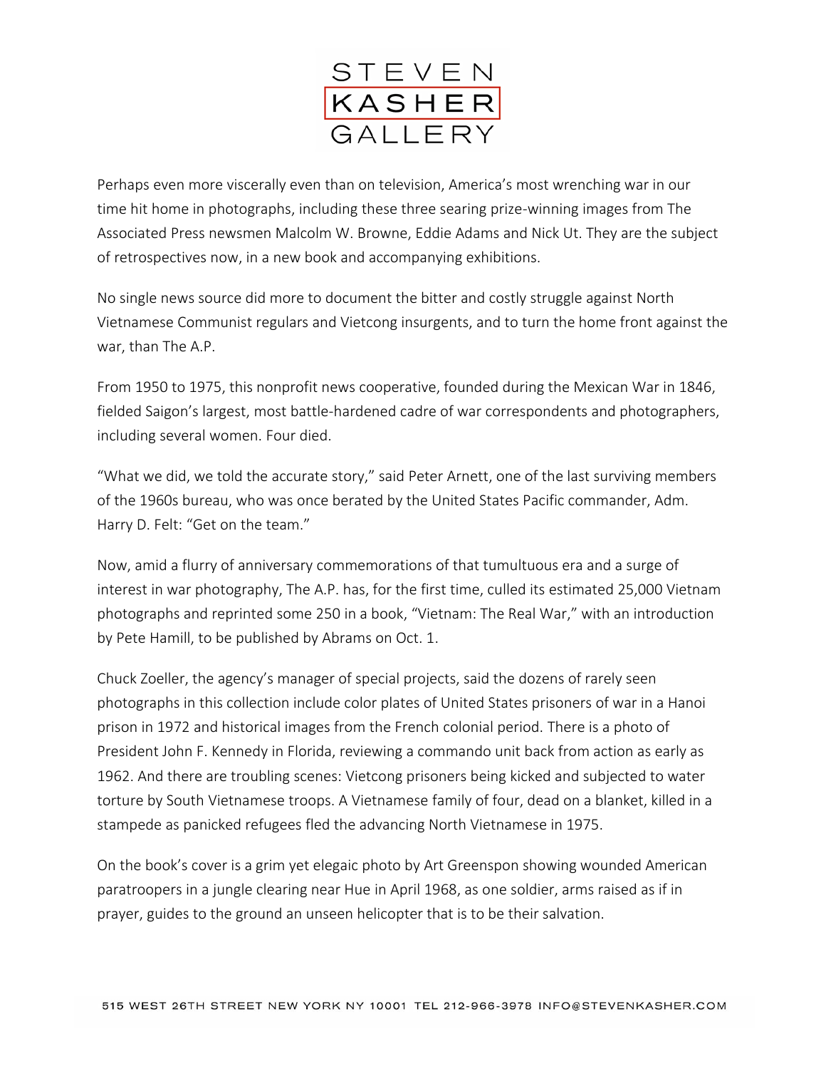STEVEN
KASHER
GALLERY

Perhaps even more viscerally even than on television, America's most wrenching war in our time hit home in photographs, including these three searing prize-winning images from The Associated Press newsmen Malcolm W. Browne, Eddie Adams and Nick Ut. They are the subject of retrospectives now, in a new book and accompanying exhibitions.

No single news source did more to document the bitter and costly struggle against North Vietnamese Communist regulars and Vietcong insurgents, and to turn the home front against the war, than The A.P.

From 1950 to 1975, this nonprofit news cooperative, founded during the Mexican War in 1846, fielded Saigon's largest, most battle-hardened cadre of war correspondents and photographers, including several women. Four died.

"What we did, we told the accurate story," said Peter Arnett, one of the last surviving members of the 1960s bureau, who was once berated by the United States Pacific commander, Adm. Harry D. Felt: "Get on the team."

Now, amid a flurry of anniversary commemorations of that tumultuous era and a surge of interest in war photography, The A.P. has, for the first time, culled its estimated 25,000 Vietnam photographs and reprinted some 250 in a book, "Vietnam: The Real War," with an introduction by Pete Hamill, to be published by Abrams on Oct. 1.

Chuck Zoeller, the agency's manager of special projects, said the dozens of rarely seen photographs in this collection include color plates of United States prisoners of war in a Hanoi prison in 1972 and historical images from the French colonial period. There is a photo of President John F. Kennedy in Florida, reviewing a commando unit back from action as early as 1962. And there are troubling scenes: Vietcong prisoners being kicked and subjected to water torture by South Vietnamese troops. A Vietnamese family of four, dead on a blanket, killed in a stampede as panicked refugees fled the advancing North Vietnamese in 1975.

On the book's cover is a grim yet elegaic photo by Art Greenspon showing wounded American paratroopers in a jungle clearing near Hue in April 1968, as one soldier, arms raised as if in prayer, guides to the ground an unseen helicopter that is to be their salvation.

515 WEST 26TH STREET NEW YORK NY 10001 TEL 212-966-3978 INFO@STEVENKASHER.COM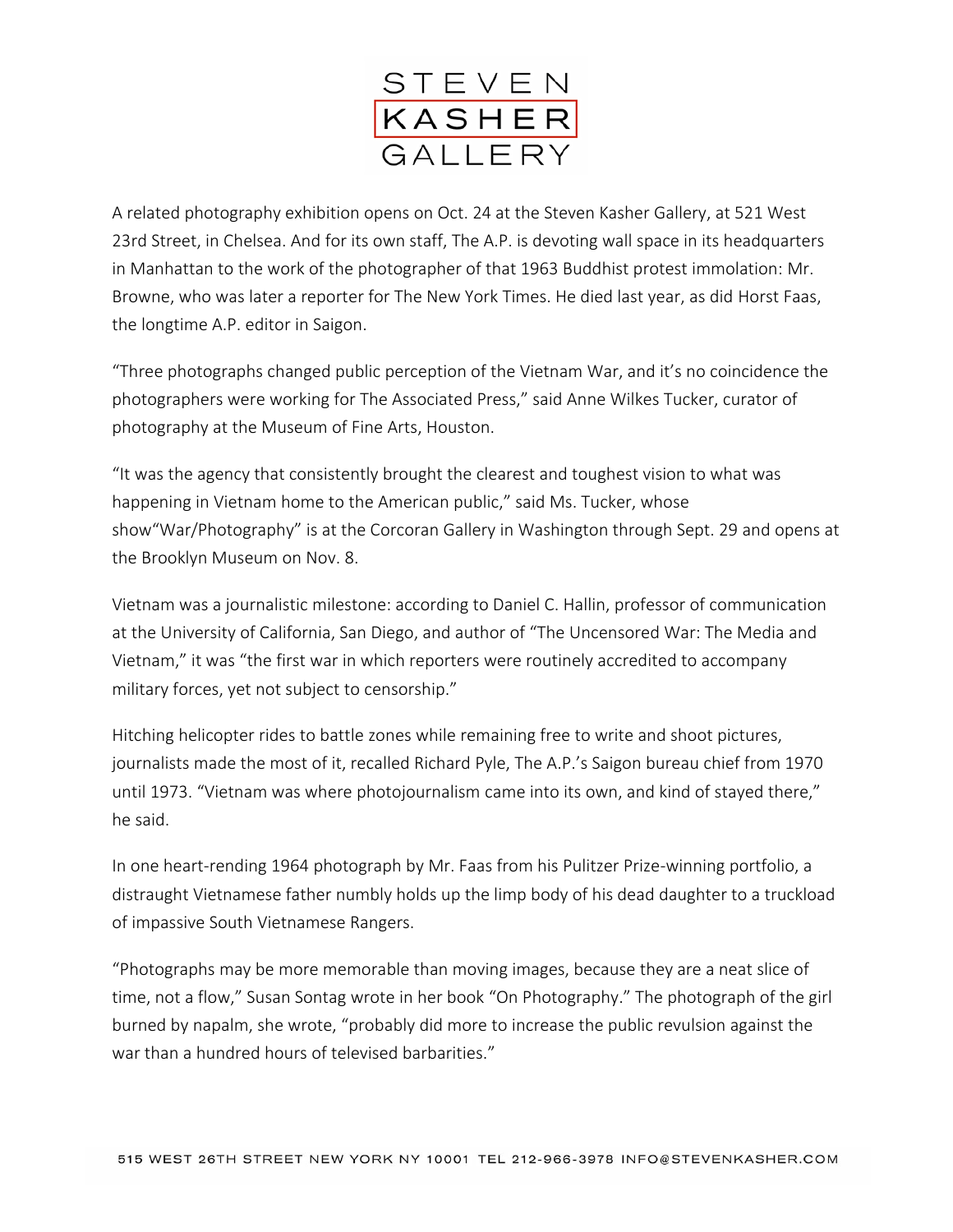A related photography exhibition opens on Oct. 24 at the Steven Kasher Gallery, at 521 West 23rd Street, in Chelsea. And for its own staff, The A.P. is devoting wall space in its headquarters in Manhattan to the work of the photographer of that 1963 Buddhist protest immolation: Mr. Browne, who was later a reporter for The New York Times. He died last year, as did Horst Faas, the longtime A.P. editor in Saigon.

"Three photographs changed public perception of the Vietnam War, and it's no coincidence the photographers were working for The Associated Press," said Anne Wilkes Tucker, curator of photography at the Museum of Fine Arts, Houston.

"It was the agency that consistently brought the clearest and toughest vision to what was happening in Vietnam home to the American public," said Ms. Tucker, whose show"War/Photography" is at the Corcoran Gallery in Washington through Sept. 29 and opens at the Brooklyn Museum on Nov. 8.

Vietnam was a journalistic milestone: according to Daniel C. Hallin, professor of communication at the University of California, San Diego, and author of "The Uncensored War: The Media and Vietnam," it was "the first war in which reporters were routinely accredited to accompany military forces, yet not subject to censorship."

Hitching helicopter rides to battle zones while remaining free to write and shoot pictures, journalists made the most of it, recalled Richard Pyle, The A.P.'s Saigon bureau chief from 1970 until 1973. "Vietnam was where photojournalism came into its own, and kind of stayed there," he said.

In one heart-rending 1964 photograph by Mr. Faas from his Pulitzer Prize-winning portfolio, a distraught Vietnamese father numbly holds up the limp body of his dead daughter to a truckload of impassive South Vietnamese Rangers.

"Photographs may be more memorable than moving images, because they are a neat slice of time, not a flow," Susan Sontag wrote in her book "On Photography." The photograph of the girl burned by napalm, she wrote, "probably did more to increase the public revulsion against the war than a hundred hours of televised barbarities."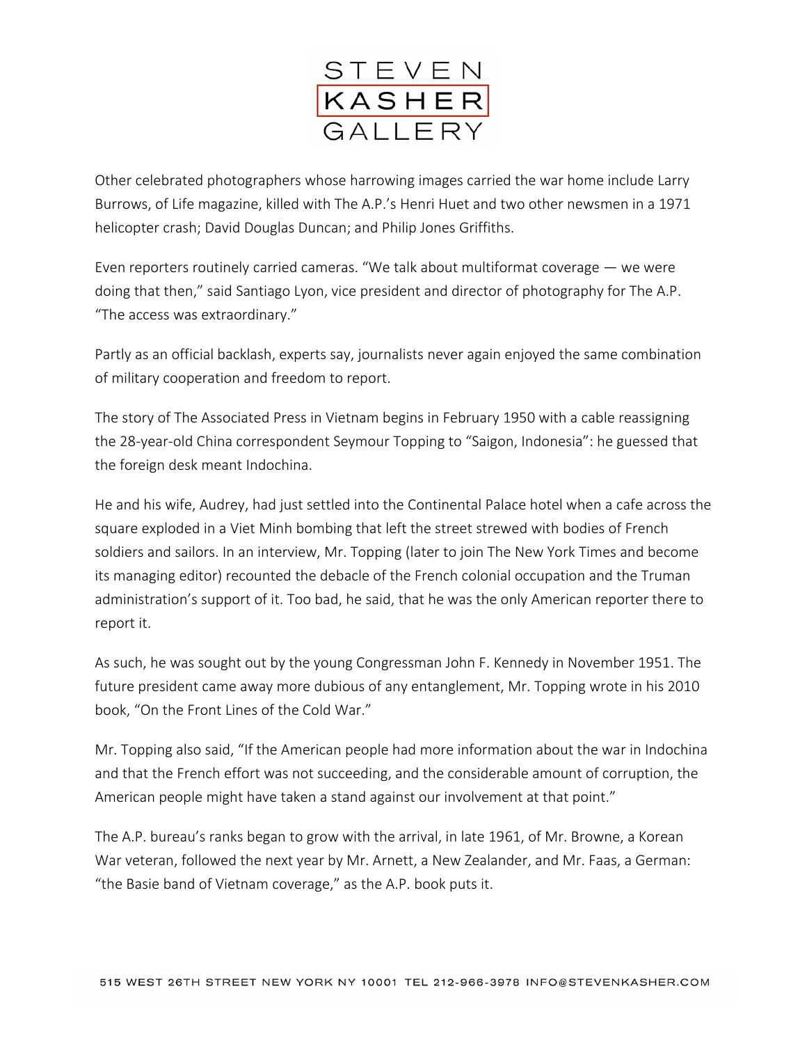Other celebrated photographers whose harrowing images carried the war home include Larry Burrows, of Life magazine, killed with The A.P.'s Henri Huet and two other newsmen in a 1971 helicopter crash; David Douglas Duncan; and Philip Jones Griffiths.

Even reporters routinely carried cameras. "We talk about multiformat coverage — we were doing that then," said Santiago Lyon, vice president and director of photography for The A.P. "The access was extraordinary."

Partly as an official backlash, experts say, journalists never again enjoyed the same combination of military cooperation and freedom to report.

The story of The Associated Press in Vietnam begins in February 1950 with a cable reassigning the 28-year-old China correspondent Seymour Topping to "Saigon, Indonesia": he guessed that the foreign desk meant Indochina.

He and his wife, Audrey, had just settled into the Continental Palace hotel when a cafe across the square exploded in a Viet Minh bombing that left the street strewed with bodies of French soldiers and sailors. In an interview, Mr. Topping (later to join The New York Times and become its managing editor) recounted the debacle of the French colonial occupation and the Truman administration's support of it. Too bad, he said, that he was the only American reporter there to report it.

As such, he was sought out by the young Congressman John F. Kennedy in November 1951. The future president came away more dubious of any entanglement, Mr. Topping wrote in his 2010 book, "On the Front Lines of the Cold War."

Mr. Topping also said, "If the American people had more information about the war in Indochina and that the French effort was not succeeding, and the considerable amount of corruption, the American people might have taken a stand against our involvement at that point."

The A.P. bureau's ranks began to grow with the arrival, in late 1961, of Mr. Browne, a Korean War veteran, followed the next year by Mr. Arnett, a New Zealander, and Mr. Faas, a German: "the Basie band of Vietnam coverage," as the A.P. book puts it.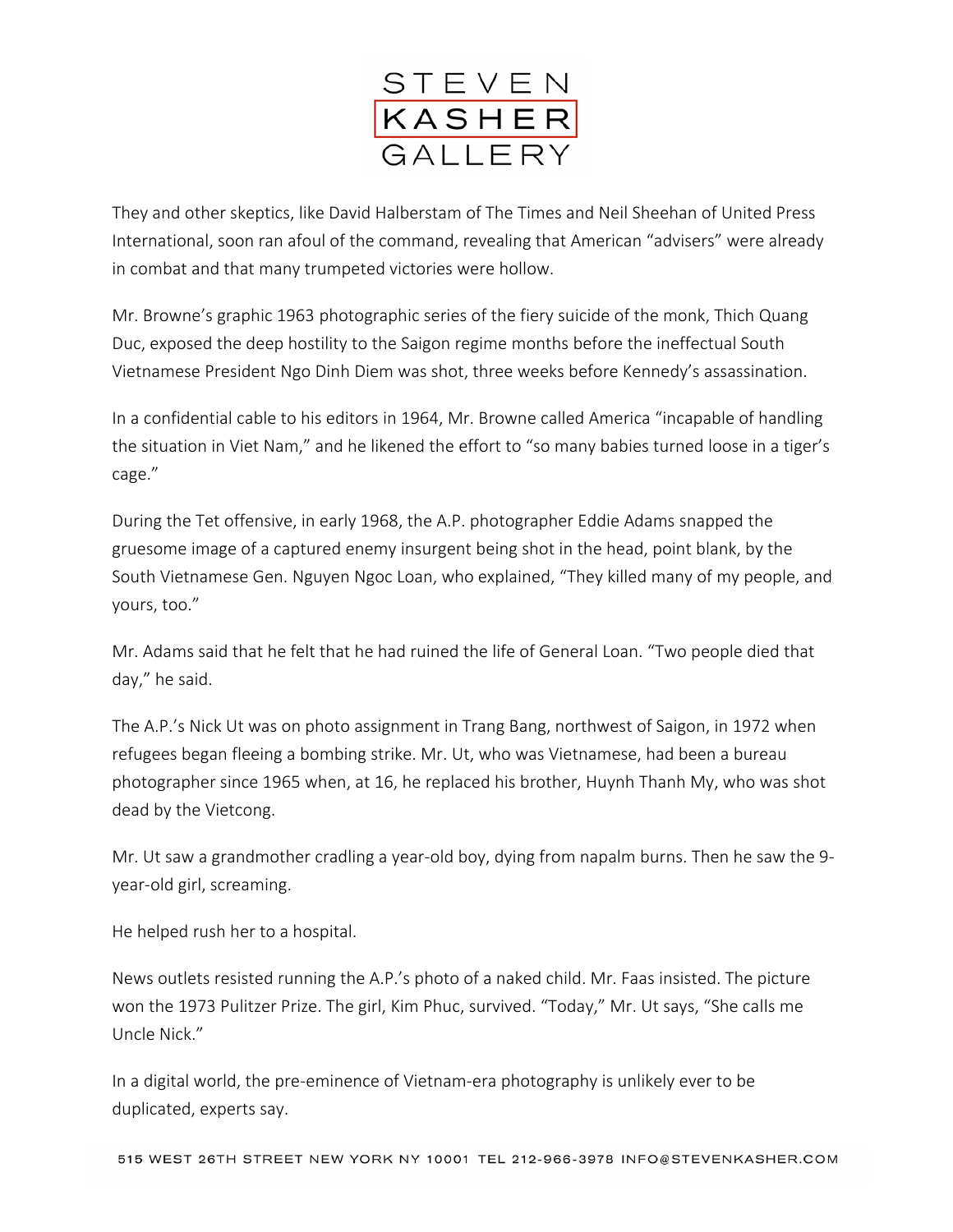They and other skeptics, like David Halberstam of The Times and Neil Sheehan of United Press International, soon ran afoul of the command, revealing that American "advisers" were already in combat and that many trumpeted victories were hollow.

Mr. Browne's graphic 1963 photographic series of the fiery suicide of the monk, Thich Quang Duc, exposed the deep hostility to the Saigon regime months before the ineffectual South Vietnamese President Ngo Dinh Diem was shot, three weeks before Kennedy's assassination.

In a confidential cable to his editors in 1964, Mr. Browne called America "incapable of handling the situation in Viet Nam," and he likened the effort to "so many babies turned loose in a tiger's cage."

During the Tet offensive, in early 1968, the A.P. photographer Eddie Adams snapped the gruesome image of a captured enemy insurgent being shot in the head, point blank, by the South Vietnamese Gen. Nguyen Ngoc Loan, who explained, "They killed many of my people, and yours, too."

Mr. Adams said that he felt that he had ruined the life of General Loan. "Two people died that day," he said.

The A.P.'s Nick Ut was on photo assignment in Trang Bang, northwest of Saigon, in 1972 when refugees began fleeing a bombing strike. Mr. Ut, who was Vietnamese, had been a bureau photographer since 1965 when, at 16, he replaced his brother, Huynh Thanh My, who was shot dead by the Vietcong.

Mr. Ut saw a grandmother cradling a year-old boy, dying from napalm burns. Then he saw the 9-year-old girl, screaming.

He helped rush her to a hospital.

News outlets resisted running the A.P.'s photo of a naked child. Mr. Faas insisted. The picture won the 1973 Pulitzer Prize. The girl, Kim Phuc, survived. "Today," Mr. Ut says, "She calls me Uncle Nick."

In a digital world, the pre-eminence of Vietnam-era photography is unlikely ever to be duplicated, experts say.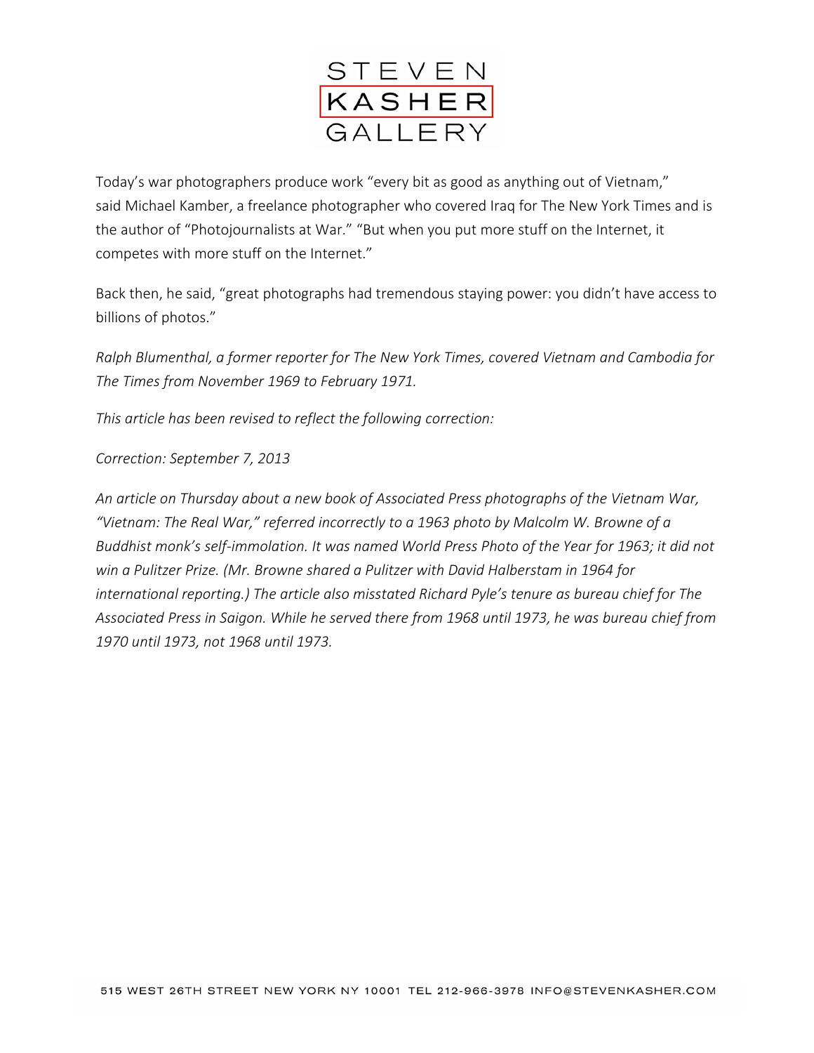Today's war photographers produce work "every bit as good as anything out of Vietnam," said Michael Kamber, a freelance photographer who covered Iraq for The New York Times and is the author of "Photojournalists at War." "But when you put more stuff on the Internet, it competes with more stuff on the Internet."

Back then, he said, "great photographs had tremendous staying power: you didn't have access to billions of photos."

*Ralph Blumenthal, a former reporter for The New York Times, covered Vietnam and Cambodia for The Times from November 1969 to February 1971.*

*This article has been revised to reflect the following correction:*

*Correction: September 7, 2013*

*An article on Thursday about a new book of Associated Press photographs of the Vietnam War, "Vietnam: The Real War," referred incorrectly to a 1963 photo by Malcolm W. Browne of a Buddhist monk's self-immolation. It was named World Press Photo of the Year for 1963; it did not win a Pulitzer Prize. (Mr. Browne shared a Pulitzer with David Halberstam in 1964 for international reporting.) The article also misstated Richard Pyle's tenure as bureau chief for The Associated Press in Saigon. While he served there from 1968 until 1973, he was bureau chief from 1970 until 1973, not 1968 until 1973.*